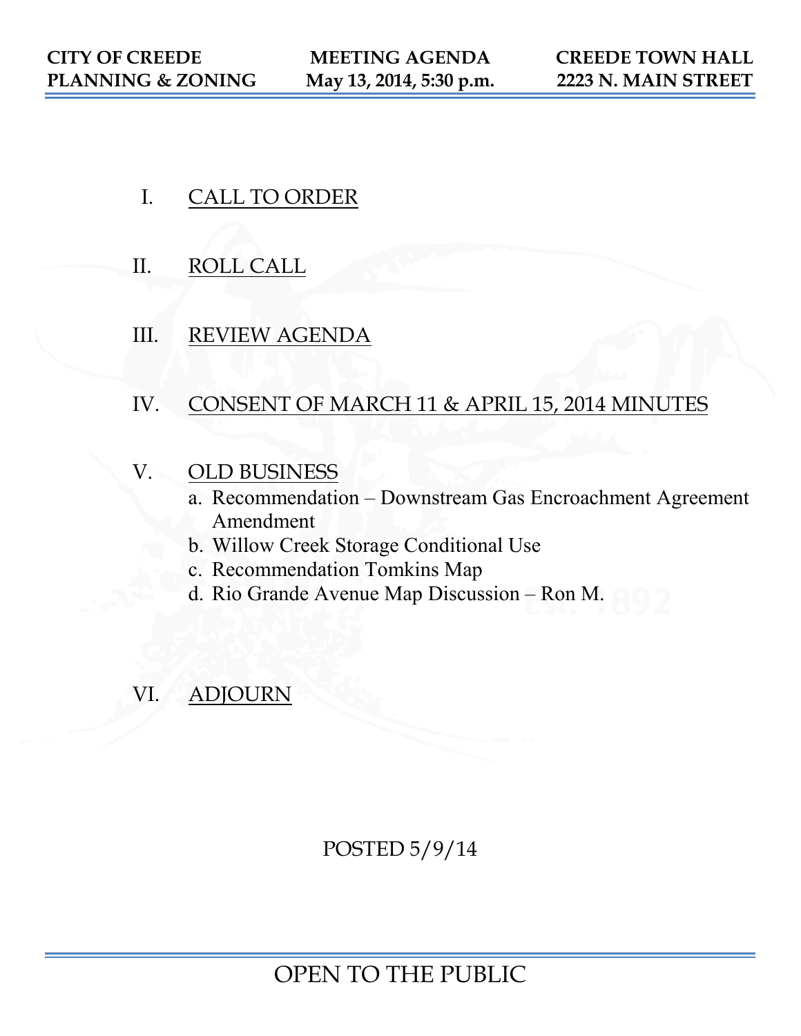**CITY OF CREEDE**
**PLANNING & ZONING**

**MEETING AGENDA**
**May 13, 2014, 5:30 p.m.**

**CREEDE TOWN HALL**
**2223 N. MAIN STREET**

I. CALL TO ORDER

II. ROLL CALL

III. REVIEW AGENDA

IV. CONSENT OF MARCH 11 & APRIL 15, 2014 MINUTES

V. OLD BUSINESS
   a. Recommendation – Downstream Gas Encroachment Agreement Amendment
   b. Willow Creek Storage Conditional Use
   c. Recommendation Tomkins Map
   d. Rio Grande Avenue Map Discussion – Ron M.

VI. ADJOURN

POSTED 5/9/14

OPEN TO THE PUBLIC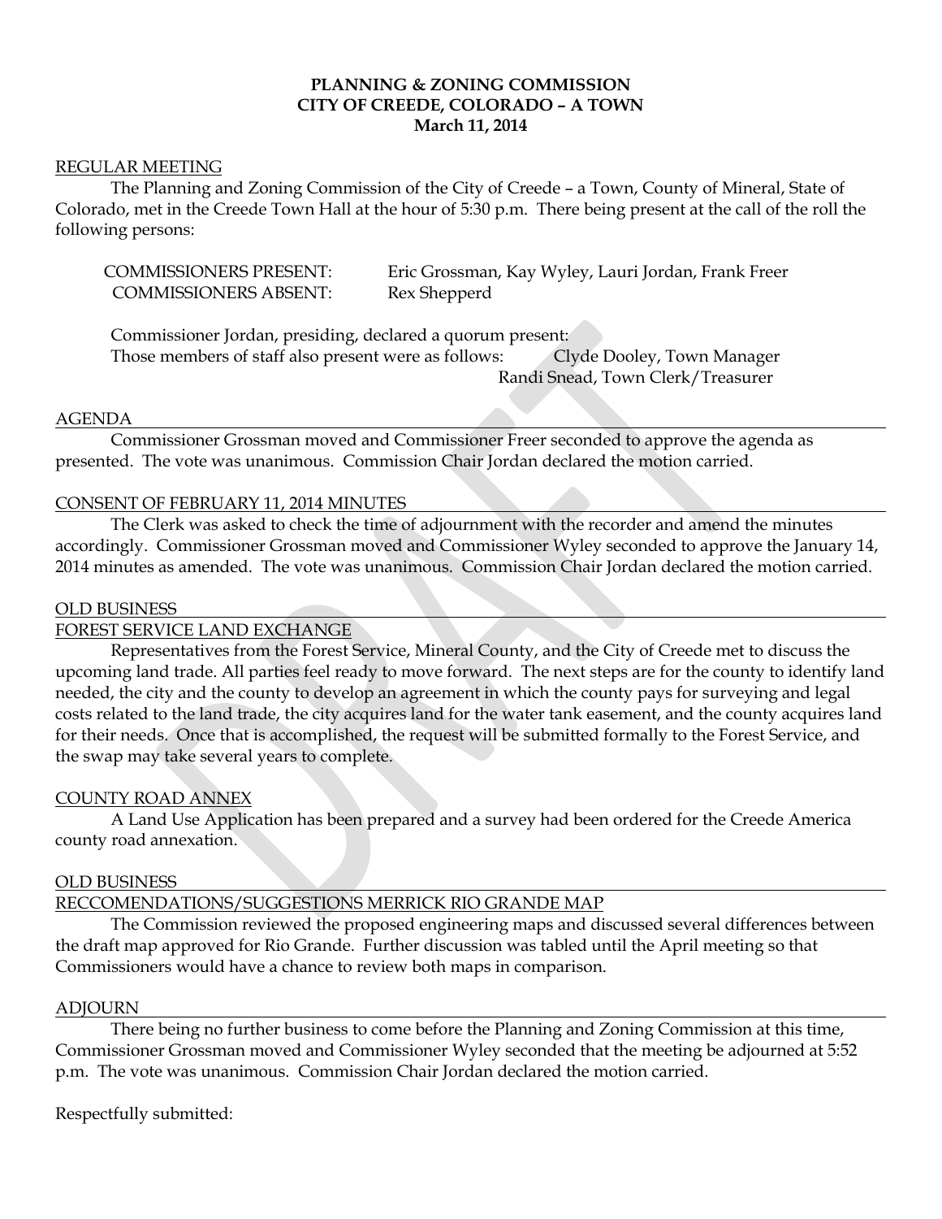**PLANNING & ZONING COMMISSION**
**CITY OF CREEDE, COLORADO – A TOWN**
**March 11, 2014**

REGULAR MEETING

The Planning and Zoning Commission of the City of Creede – a Town, County of Mineral, State of Colorado, met in the Creede Town Hall at the hour of 5:30 p.m. There being present at the call of the roll the following persons:

COMMISSIONERS PRESENT: Eric Grossman, Kay Wyley, Lauri Jordan, Frank Freer
COMMISSIONERS ABSENT: Rex Shepperd

Commissioner Jordan, presiding, declared a quorum present:
Those members of staff also present were as follows: Clyde Dooley, Town Manager
Randi Snead, Town Clerk/Treasurer

AGENDA

Commissioner Grossman moved and Commissioner Freer seconded to approve the agenda as presented. The vote was unanimous. Commission Chair Jordan declared the motion carried.

CONSENT OF FEBRUARY 11, 2014 MINUTES

The Clerk was asked to check the time of adjournment with the recorder and amend the minutes accordingly. Commissioner Grossman moved and Commissioner Wyley seconded to approve the January 14, 2014 minutes as amended. The vote was unanimous. Commission Chair Jordan declared the motion carried.

OLD BUSINESS

FOREST SERVICE LAND EXCHANGE

Representatives from the Forest Service, Mineral County, and the City of Creede met to discuss the upcoming land trade. All parties feel ready to move forward. The next steps are for the county to identify land needed, the city and the county to develop an agreement in which the county pays for surveying and legal costs related to the land trade, the city acquires land for the water tank easement, and the county acquires land for their needs. Once that is accomplished, the request will be submitted formally to the Forest Service, and the swap may take several years to complete.

COUNTY ROAD ANNEX

A Land Use Application has been prepared and a survey had been ordered for the Creede America county road annexation.

OLD BUSINESS

RECCOMENDATIONS/SUGGESTIONS MERRICK RIO GRANDE MAP

The Commission reviewed the proposed engineering maps and discussed several differences between the draft map approved for Rio Grande. Further discussion was tabled until the April meeting so that Commissioners would have a chance to review both maps in comparison.

ADJOURN

There being no further business to come before the Planning and Zoning Commission at this time, Commissioner Grossman moved and Commissioner Wyley seconded that the meeting be adjourned at 5:52 p.m. The vote was unanimous. Commission Chair Jordan declared the motion carried.

Respectfully submitted: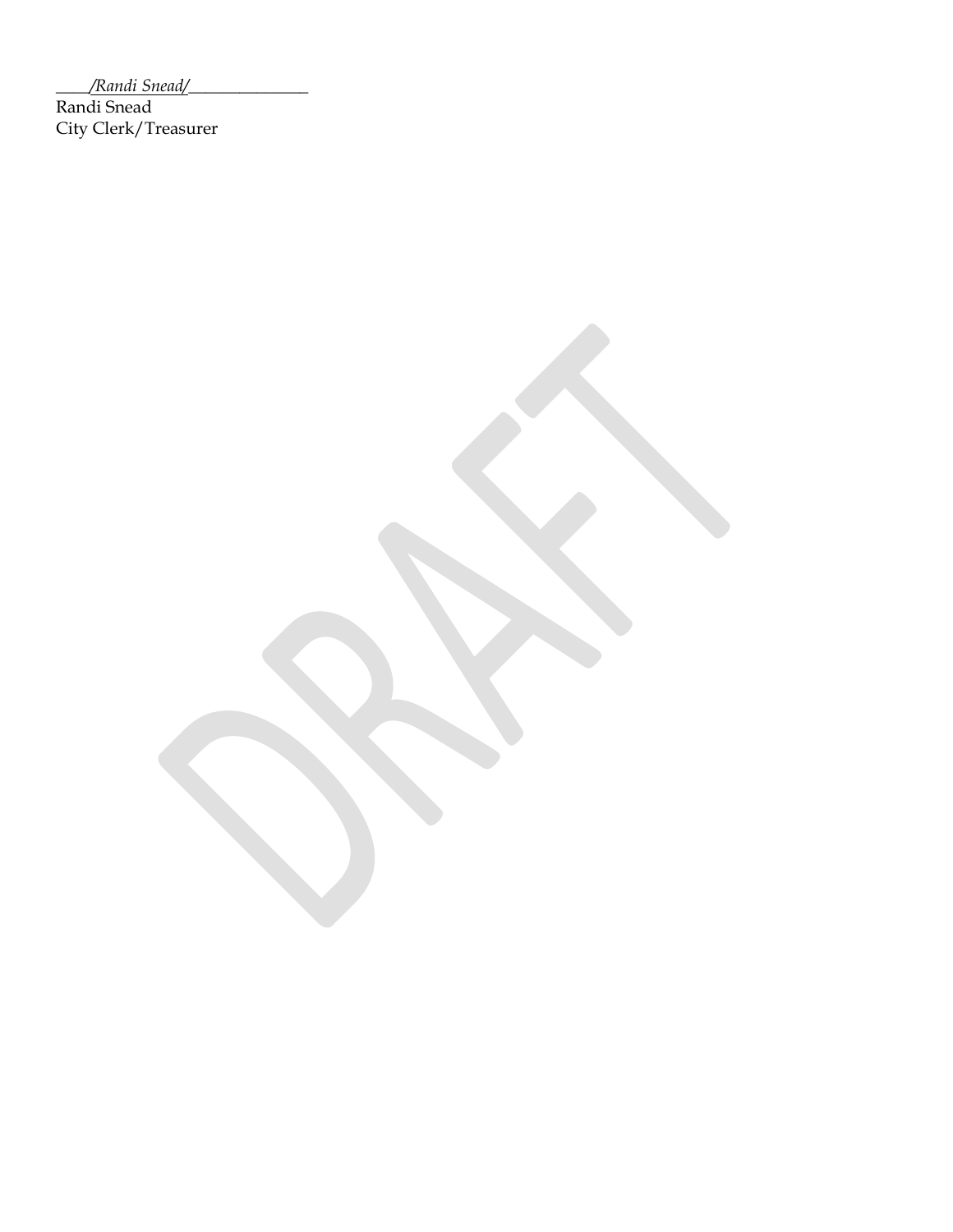_____/Randi Snead/_______________

Randi Snead

City Clerk/Treasurer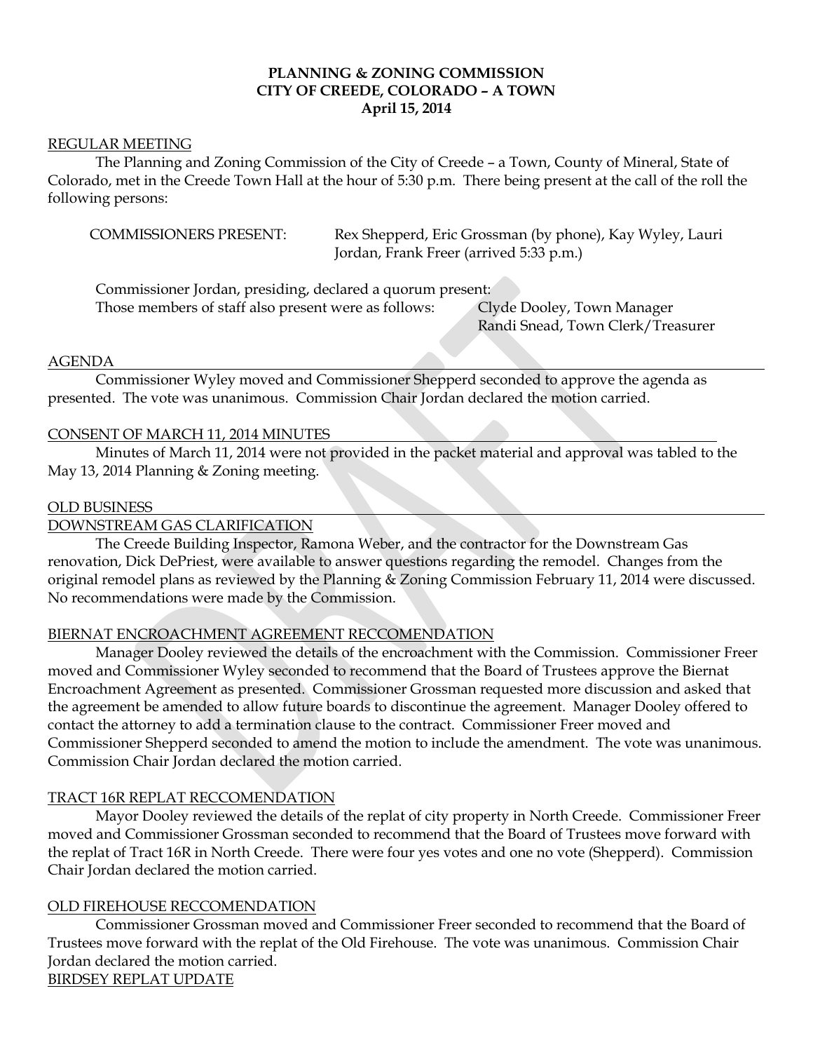**PLANNING & ZONING COMMISSION**
**CITY OF CREEDE, COLORADO – A TOWN**
**April 15, 2014**

REGULAR MEETING

The Planning and Zoning Commission of the City of Creede – a Town, County of Mineral, State of Colorado, met in the Creede Town Hall at the hour of 5:30 p.m. There being present at the call of the roll the following persons:

COMMISSIONERS PRESENT: Rex Shepperd, Eric Grossman (by phone), Kay Wyley, Lauri Jordan, Frank Freer (arrived 5:33 p.m.)

Commissioner Jordan, presiding, declared a quorum present:
Those members of staff also present were as follows: Clyde Dooley, Town Manager
Randi Snead, Town Clerk/Treasurer

AGENDA

Commissioner Wyley moved and Commissioner Shepperd seconded to approve the agenda as presented. The vote was unanimous. Commission Chair Jordan declared the motion carried.

CONSENT OF MARCH 11, 2014 MINUTES

Minutes of March 11, 2014 were not provided in the packet material and approval was tabled to the May 13, 2014 Planning & Zoning meeting.

OLD BUSINESS

DOWNSTREAM GAS CLARIFICATION

The Creede Building Inspector, Ramona Weber, and the contractor for the Downstream Gas renovation, Dick DePriest, were available to answer questions regarding the remodel. Changes from the original remodel plans as reviewed by the Planning & Zoning Commission February 11, 2014 were discussed. No recommendations were made by the Commission.

BIERNAT ENCROACHMENT AGREEMENT RECCOMENDATION

Manager Dooley reviewed the details of the encroachment with the Commission. Commissioner Freer moved and Commissioner Wyley seconded to recommend that the Board of Trustees approve the Biernat Encroachment Agreement as presented. Commissioner Grossman requested more discussion and asked that the agreement be amended to allow future boards to discontinue the agreement. Manager Dooley offered to contact the attorney to add a termination clause to the contract. Commissioner Freer moved and Commissioner Shepperd seconded to amend the motion to include the amendment. The vote was unanimous. Commission Chair Jordan declared the motion carried.

TRACT 16R REPLAT RECCOMENDATION

Mayor Dooley reviewed the details of the replat of city property in North Creede. Commissioner Freer moved and Commissioner Grossman seconded to recommend that the Board of Trustees move forward with the replat of Tract 16R in North Creede. There were four yes votes and one no vote (Shepperd). Commission Chair Jordan declared the motion carried.

OLD FIREHOUSE RECCOMENDATION

Commissioner Grossman moved and Commissioner Freer seconded to recommend that the Board of Trustees move forward with the replat of the Old Firehouse. The vote was unanimous. Commission Chair Jordan declared the motion carried.

BIRDSEY REPLAT UPDATE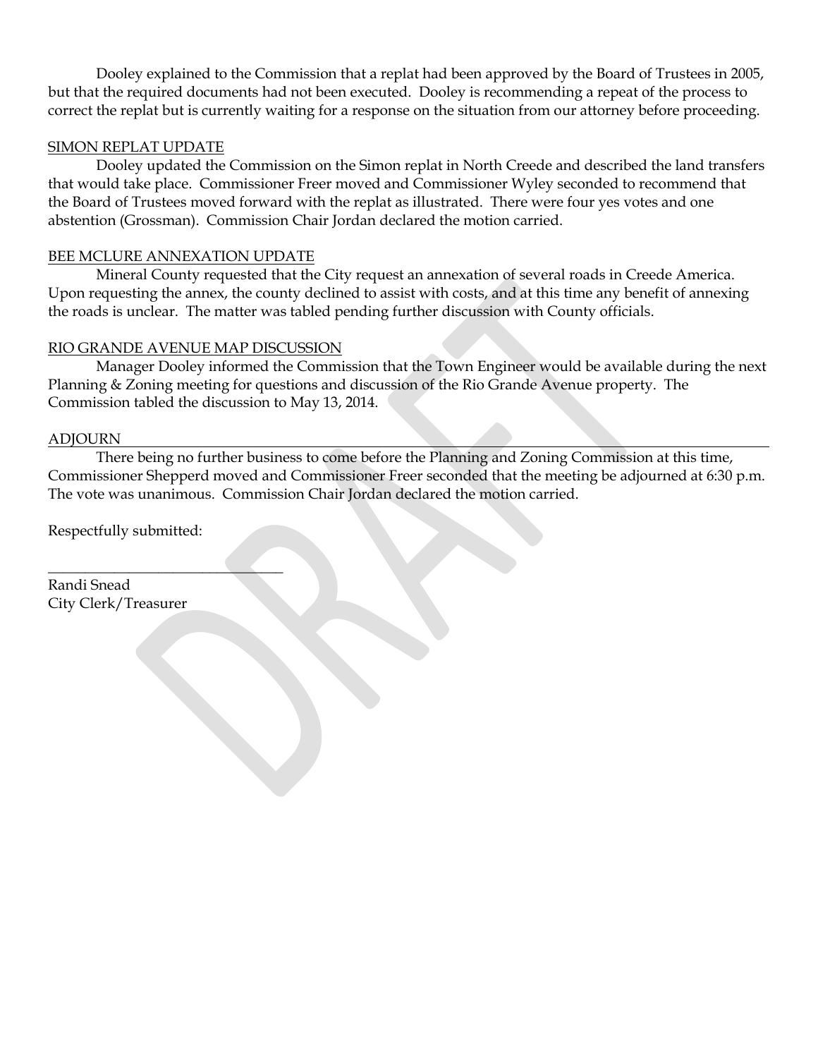Dooley explained to the Commission that a replat had been approved by the Board of Trustees in 2005, but that the required documents had not been executed. Dooley is recommending a repeat of the process to correct the replat but is currently waiting for a response on the situation from our attorney before proceeding.

<u>SIMON REPLAT UPDATE</u>

Dooley updated the Commission on the Simon replat in North Creede and described the land transfers that would take place. Commissioner Freer moved and Commissioner Wyley seconded to recommend that the Board of Trustees moved forward with the replat as illustrated. There were four yes votes and one abstention (Grossman). Commission Chair Jordan declared the motion carried.

<u>BEE MCLURE ANNEXATION UPDATE</u>

Mineral County requested that the City request an annexation of several roads in Creede America. Upon requesting the annex, the county declined to assist with costs, and at this time any benefit of annexing the roads is unclear. The matter was tabled pending further discussion with County officials.

<u>RIO GRANDE AVENUE MAP DISCUSSION</u>

Manager Dooley informed the Commission that the Town Engineer would be available during the next Planning & Zoning meeting for questions and discussion of the Rio Grande Avenue property. The Commission tabled the discussion to May 13, 2014.

<u>ADJOURN</u>

There being no further business to come before the Planning and Zoning Commission at this time, Commissioner Shepperd moved and Commissioner Freer seconded that the meeting be adjourned at 6:30 p.m. The vote was unanimous. Commission Chair Jordan declared the motion carried.

Respectfully submitted:

_________________________________

Randi Snead
City Clerk/Treasurer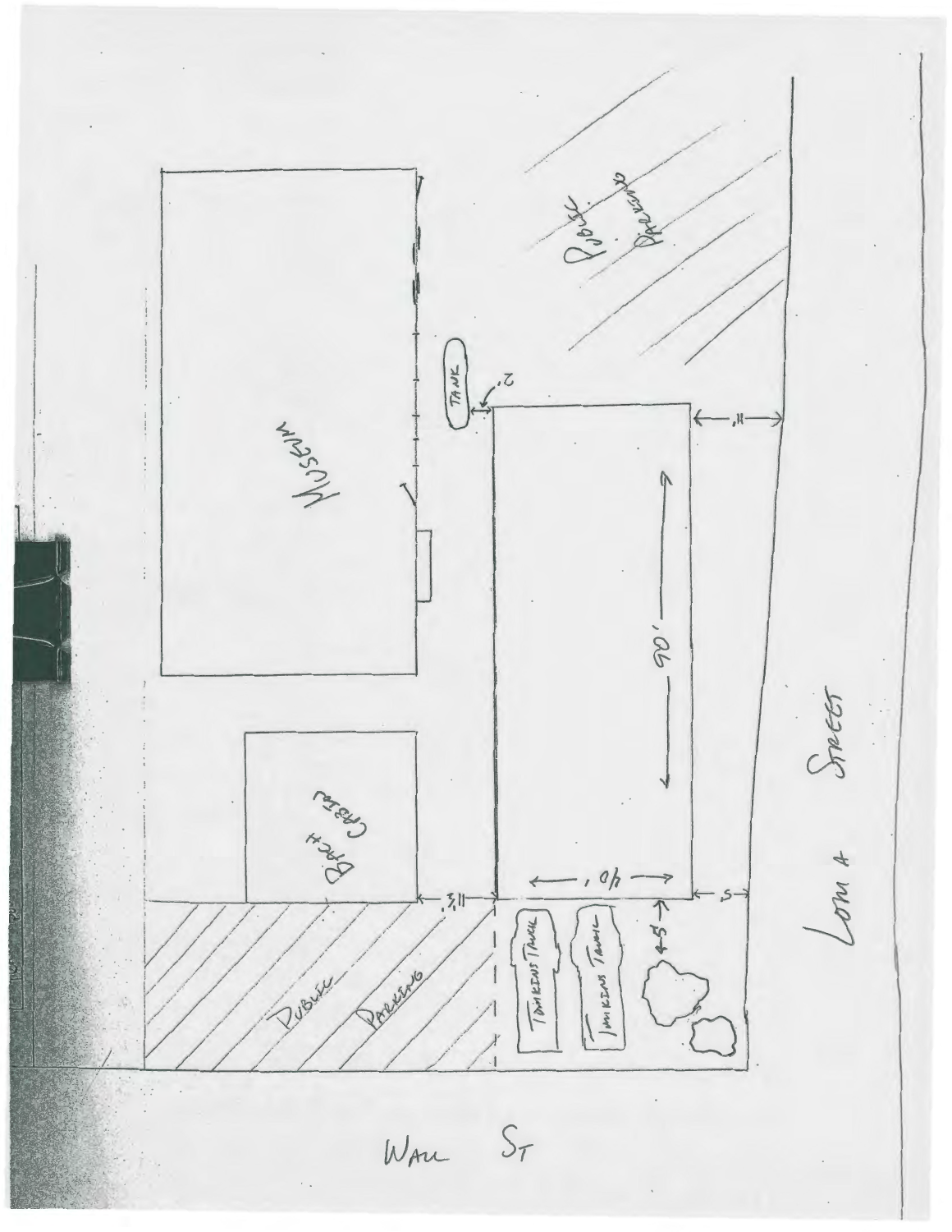MUSEUM

TANK

2'

PUBLIC PARKING

11'

90'

BATH CABIN

11.5'

40'

5'

5'

TOMKINS TANK

TOMKINS TANK

PUBLIC PARKING

LOMA STREET

WALL ST